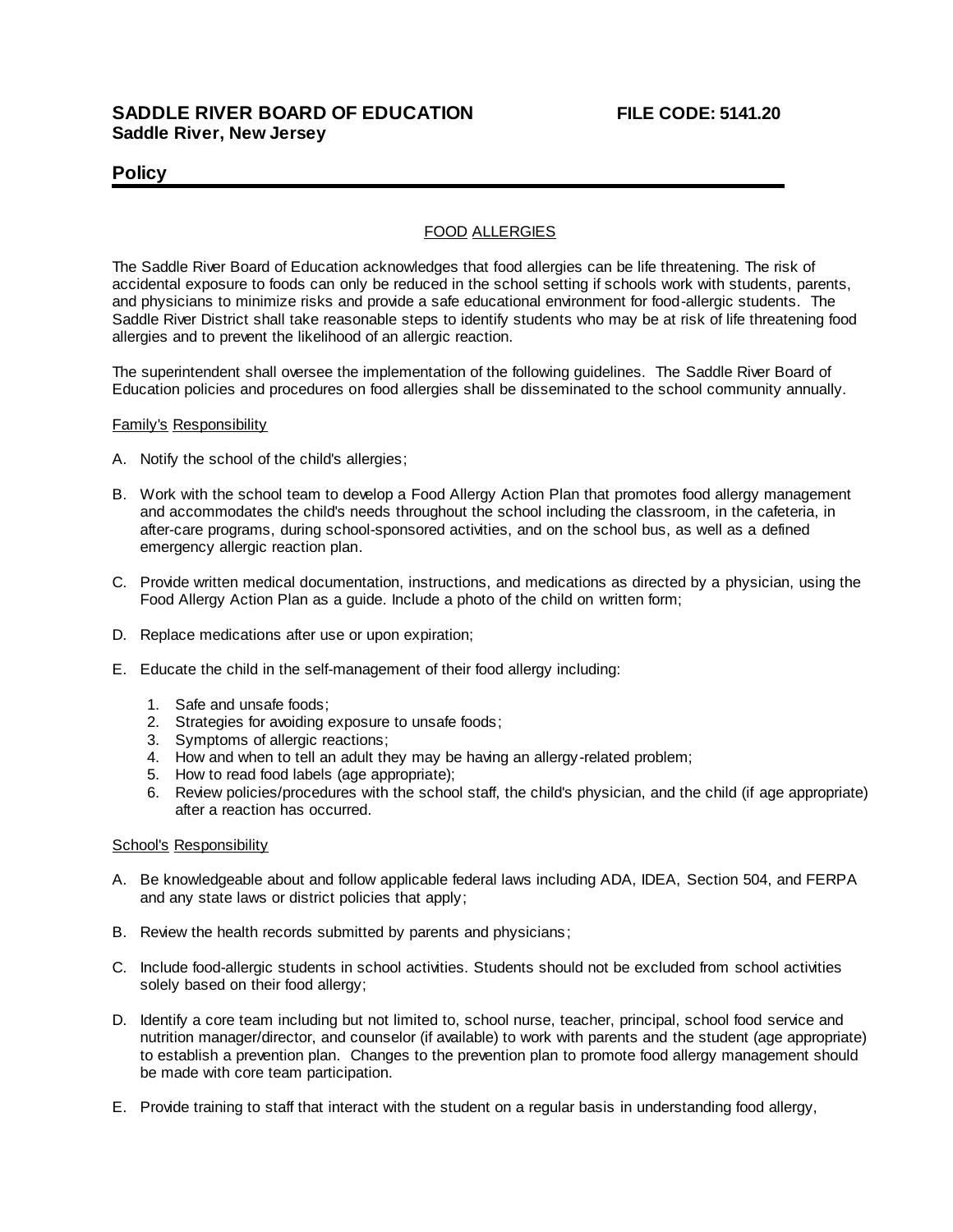**SADDLE RIVER BOARD OF EDUCATION** **FILE CODE: 5141.20**
**Saddle River, New Jersey**

## Policy

FOOD ALLERGIES

The Saddle River Board of Education acknowledges that food allergies can be life threatening. The risk of accidental exposure to foods can only be reduced in the school setting if schools work with students, parents, and physicians to minimize risks and provide a safe educational environment for food-allergic students. The Saddle River District shall take reasonable steps to identify students who may be at risk of life threatening food allergies and to prevent the likelihood of an allergic reaction.

The superintendent shall oversee the implementation of the following guidelines. The Saddle River Board of Education policies and procedures on food allergies shall be disseminated to the school community annually.

Family's Responsibility

A. Notify the school of the child's allergies;

B. Work with the school team to develop a Food Allergy Action Plan that promotes food allergy management and accommodates the child's needs throughout the school including the classroom, in the cafeteria, in after-care programs, during school-sponsored activities, and on the school bus, as well as a defined emergency allergic reaction plan.

C. Provide written medical documentation, instructions, and medications as directed by a physician, using the Food Allergy Action Plan as a guide. Include a photo of the child on written form;

D. Replace medications after use or upon expiration;

E. Educate the child in the self-management of their food allergy including:

   1. Safe and unsafe foods;
   2. Strategies for avoiding exposure to unsafe foods;
   3. Symptoms of allergic reactions;
   4. How and when to tell an adult they may be having an allergy-related problem;
   5. How to read food labels (age appropriate);
   6. Review policies/procedures with the school staff, the child's physician, and the child (if age appropriate) after a reaction has occurred.

School's Responsibility

A. Be knowledgeable about and follow applicable federal laws including ADA, IDEA, Section 504, and FERPA and any state laws or district policies that apply;

B. Review the health records submitted by parents and physicians;

C. Include food-allergic students in school activities. Students should not be excluded from school activities solely based on their food allergy;

D. Identify a core team including but not limited to, school nurse, teacher, principal, school food service and nutrition manager/director, and counselor (if available) to work with parents and the student (age appropriate) to establish a prevention plan. Changes to the prevention plan to promote food allergy management should be made with core team participation.

E. Provide training to staff that interact with the student on a regular basis in understanding food allergy,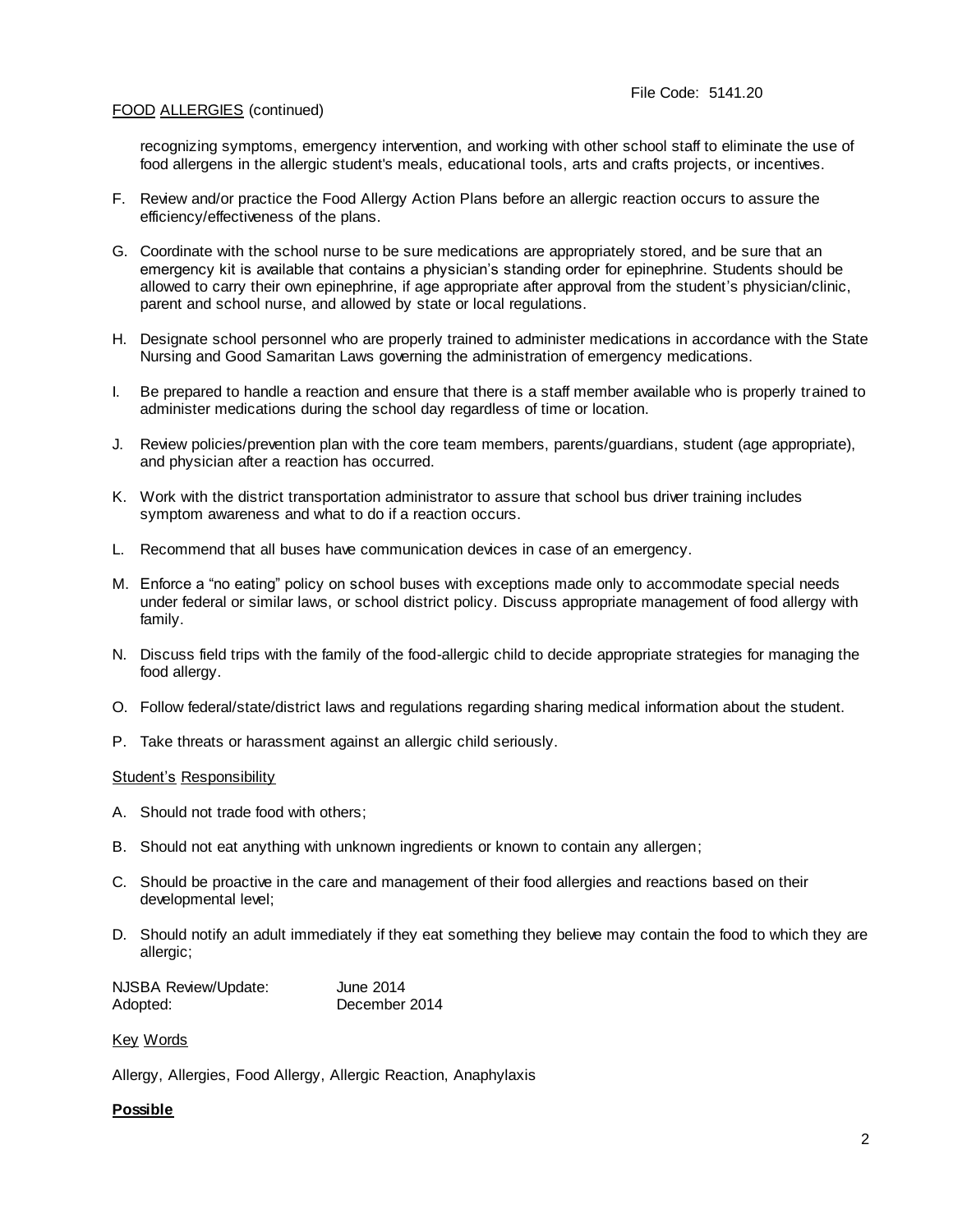FOOD ALLERGIES (continued)

recognizing symptoms, emergency intervention, and working with other school staff to eliminate the use of food allergens in the allergic student's meals, educational tools, arts and crafts projects, or incentives.

F. Review and/or practice the Food Allergy Action Plans before an allergic reaction occurs to assure the efficiency/effectiveness of the plans.

G. Coordinate with the school nurse to be sure medications are appropriately stored, and be sure that an emergency kit is available that contains a physician's standing order for epinephrine. Students should be allowed to carry their own epinephrine, if age appropriate after approval from the student's physician/clinic, parent and school nurse, and allowed by state or local regulations.

H. Designate school personnel who are properly trained to administer medications in accordance with the State Nursing and Good Samaritan Laws governing the administration of emergency medications.

I. Be prepared to handle a reaction and ensure that there is a staff member available who is properly trained to administer medications during the school day regardless of time or location.

J. Review policies/prevention plan with the core team members, parents/guardians, student (age appropriate), and physician after a reaction has occurred.

K. Work with the district transportation administrator to assure that school bus driver training includes symptom awareness and what to do if a reaction occurs.

L. Recommend that all buses have communication devices in case of an emergency.

M. Enforce a "no eating" policy on school buses with exceptions made only to accommodate special needs under federal or similar laws, or school district policy. Discuss appropriate management of food allergy with family.

N. Discuss field trips with the family of the food-allergic child to decide appropriate strategies for managing the food allergy.

O. Follow federal/state/district laws and regulations regarding sharing medical information about the student.

P. Take threats or harassment against an allergic child seriously.

Student's Responsibility

A. Should not trade food with others;

B. Should not eat anything with unknown ingredients or known to contain any allergen;

C. Should be proactive in the care and management of their food allergies and reactions based on their developmental level;

D. Should notify an adult immediately if they eat something they believe may contain the food to which they are allergic;

NJSBA Review/Update: June 2014
Adopted: December 2014

Key Words

Allergy, Allergies, Food Allergy, Allergic Reaction, Anaphylaxis

**Possible**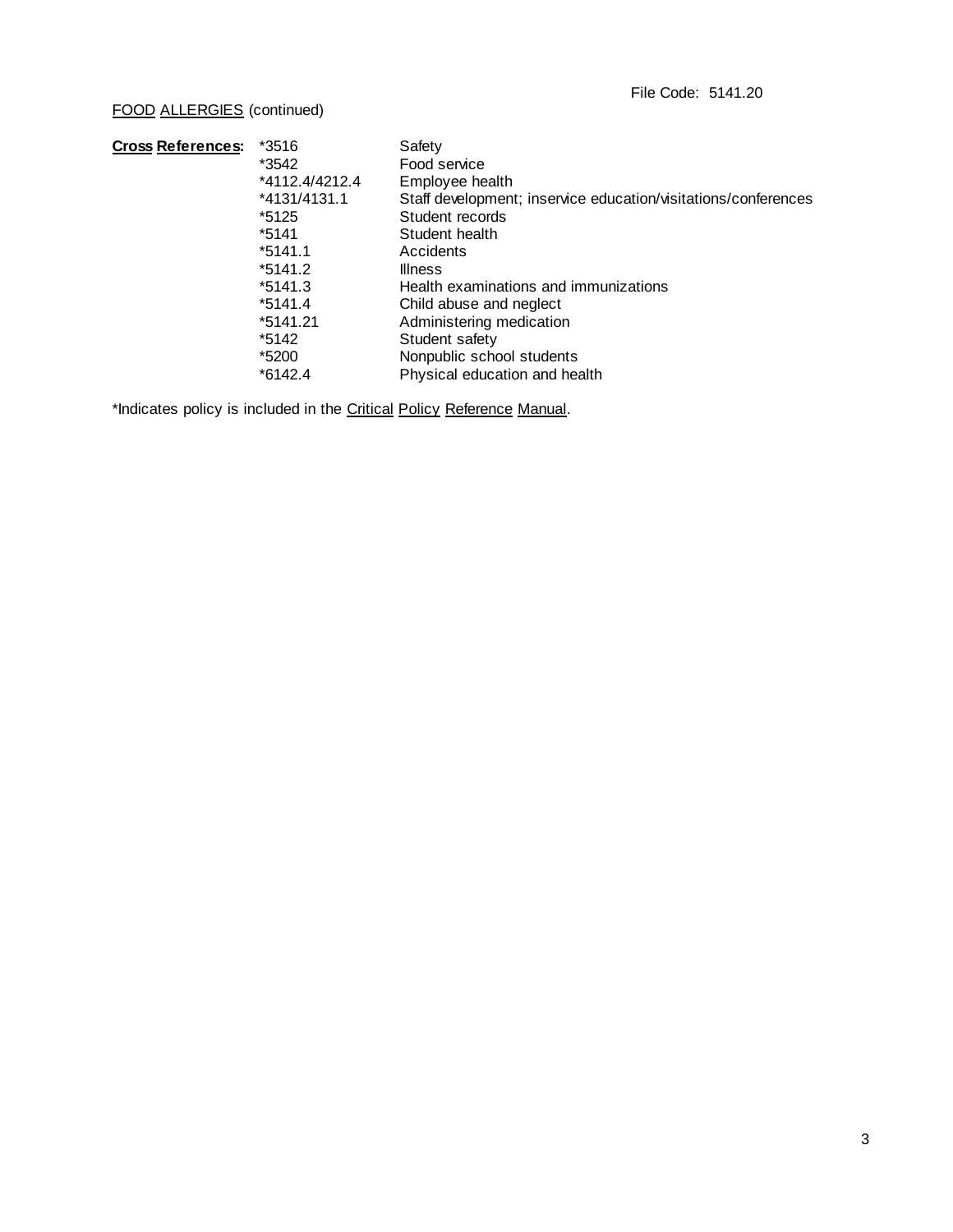File Code: 5141.20

FOOD ALLERGIES (continued)

**Cross References:**

| | |
|---|---|
| *3516 | Safety |
| *3542 | Food service |
| *4112.4/4212.4 | Employee health |
| *4131/4131.1 | Staff development; inservice education/visitations/conferences |
| *5125 | Student records |
| *5141 | Student health |
| *5141.1 | Accidents |
| *5141.2 | Illness |
| *5141.3 | Health examinations and immunizations |
| *5141.4 | Child abuse and neglect |
| *5141.21 | Administering medication |
| *5142 | Student safety |
| *5200 | Nonpublic school students |
| *6142.4 | Physical education and health |

*Indicates policy is included in the Critical Policy Reference Manual.